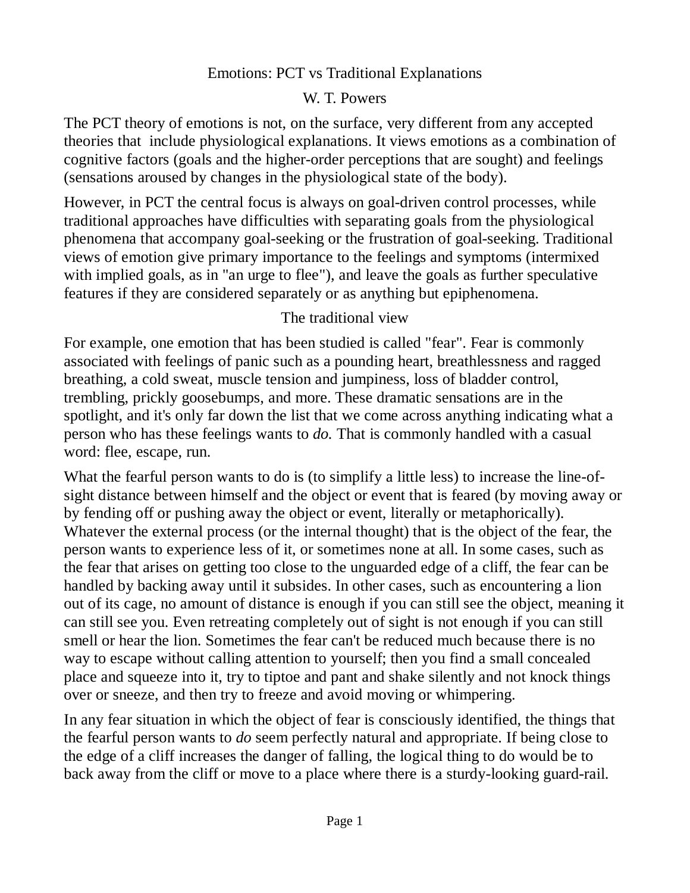# Emotions: PCT vs Traditional Explanations

W. T. Powers

The PCT theory of emotions is not, on the surface, very different from any accepted theories that include physiological explanations. It views emotions as a combination of cognitive factors (goals and the higher-order perceptions that are sought) and feelings (sensations aroused by changes in the physiological state of the body).

However, in PCT the central focus is always on goal-driven control processes, while traditional approaches have difficulties with separating goals from the physiological phenomena that accompany goal-seeking or the frustration of goal-seeking. Traditional views of emotion give primary importance to the feelings and symptoms (intermixed with implied goals, as in "an urge to flee"), and leave the goals as further speculative features if they are considered separately or as anything but epiphenomena.

## The traditional view

For example, one emotion that has been studied is called "fear". Fear is commonly associated with feelings of panic such as a pounding heart, breathlessness and ragged breathing, a cold sweat, muscle tension and jumpiness, loss of bladder control, trembling, prickly goosebumps, and more. These dramatic sensations are in the spotlight, and it's only far down the list that we come across anything indicating what a person who has these feelings wants to *do.* That is commonly handled with a casual word: flee, escape, run.

What the fearful person wants to do is (to simplify a little less) to increase the line-of-sight distance between himself and the object or event that is feared (by moving away or by fending off or pushing away the object or event, literally or metaphorically). Whatever the external process (or the internal thought) that is the object of the fear, the person wants to experience less of it, or sometimes none at all. In some cases, such as the fear that arises on getting too close to the unguarded edge of a cliff, the fear can be handled by backing away until it subsides. In other cases, such as encountering a lion out of its cage, no amount of distance is enough if you can still see the object, meaning it can still see you. Even retreating completely out of sight is not enough if you can still smell or hear the lion. Sometimes the fear can't be reduced much because there is no way to escape without calling attention to yourself; then you find a small concealed place and squeeze into it, try to tiptoe and pant and shake silently and not knock things over or sneeze, and then try to freeze and avoid moving or whimpering.

In any fear situation in which the object of fear is consciously identified, the things that the fearful person wants to *do* seem perfectly natural and appropriate. If being close to the edge of a cliff increases the danger of falling, the logical thing to do would be to back away from the cliff or move to a place where there is a sturdy-looking guard-rail.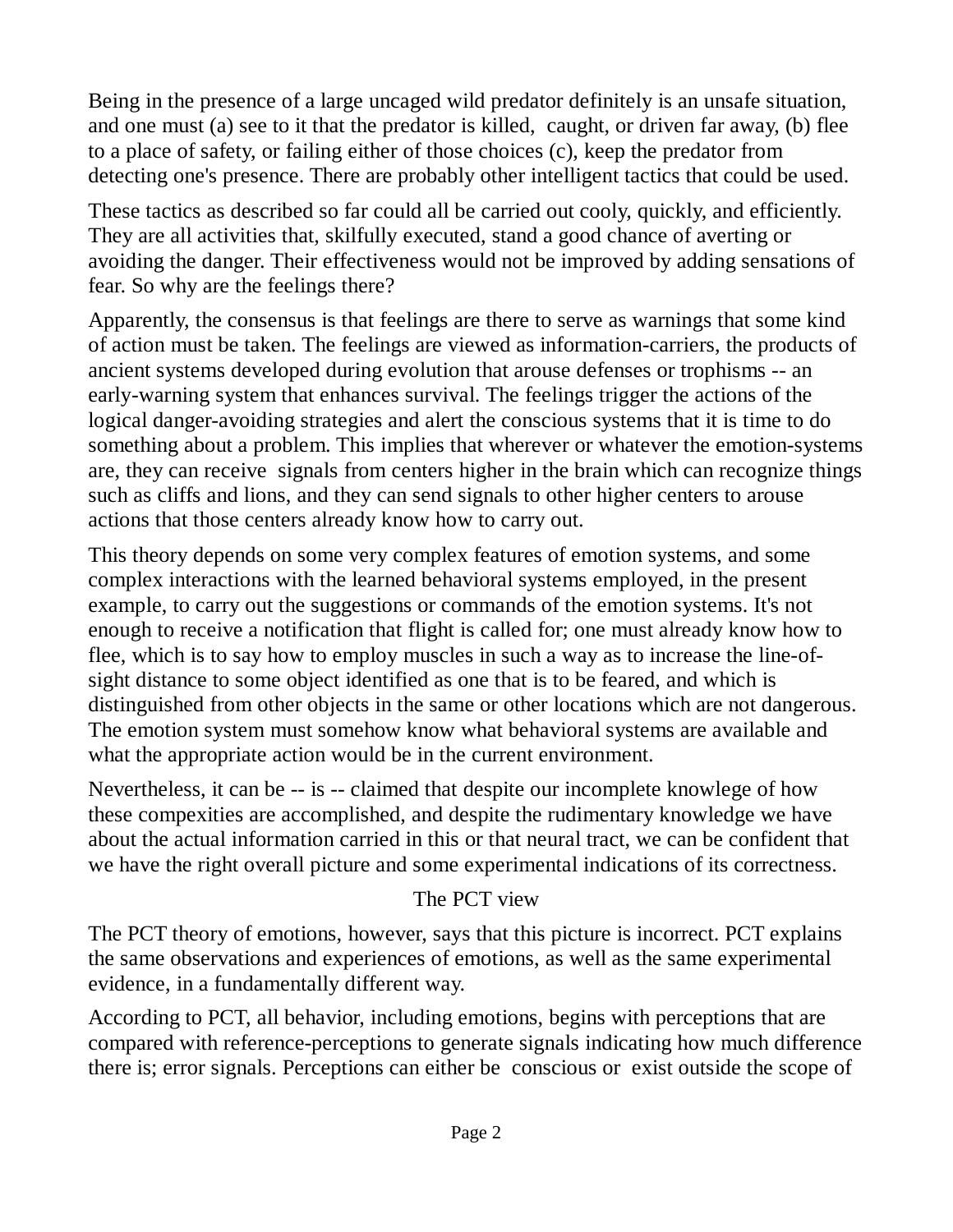Being in the presence of a large uncaged wild predator definitely is an unsafe situation, and one must (a) see to it that the predator is killed,  caught, or driven far away, (b) flee to a place of safety, or failing either of those choices (c), keep the predator from detecting one's presence. There are probably other intelligent tactics that could be used.

These tactics as described so far could all be carried out cooly, quickly, and efficiently. They are all activities that, skilfully executed, stand a good chance of averting or avoiding the danger. Their effectiveness would not be improved by adding sensations of fear. So why are the feelings there?

Apparently, the consensus is that feelings are there to serve as warnings that some kind of action must be taken. The feelings are viewed as information-carriers, the products of ancient systems developed during evolution that arouse defenses or trophisms -- an early-warning system that enhances survival. The feelings trigger the actions of the logical danger-avoiding strategies and alert the conscious systems that it is time to do something about a problem. This implies that wherever or whatever the emotion-systems are, they can receive  signals from centers higher in the brain which can recognize things such as cliffs and lions, and they can send signals to other higher centers to arouse actions that those centers already know how to carry out.

This theory depends on some very complex features of emotion systems, and some complex interactions with the learned behavioral systems employed, in the present example, to carry out the suggestions or commands of the emotion systems. It's not enough to receive a notification that flight is called for; one must already know how to flee, which is to say how to employ muscles in such a way as to increase the line-of-sight distance to some object identified as one that is to be feared, and which is distinguished from other objects in the same or other locations which are not dangerous. The emotion system must somehow know what behavioral systems are available and what the appropriate action would be in the current environment.

Nevertheless, it can be -- is -- claimed that despite our incomplete knowlege of how these compexities are accomplished, and despite the rudimentary knowledge we have about the actual information carried in this or that neural tract, we can be confident that we have the right overall picture and some experimental indications of its correctness.

## The PCT view

The PCT theory of emotions, however, says that this picture is incorrect. PCT explains the same observations and experiences of emotions, as well as the same experimental evidence, in a fundamentally different way.

According to PCT, all behavior, including emotions, begins with perceptions that are compared with reference-perceptions to generate signals indicating how much difference there is; error signals. Perceptions can either be  conscious or  exist outside the scope of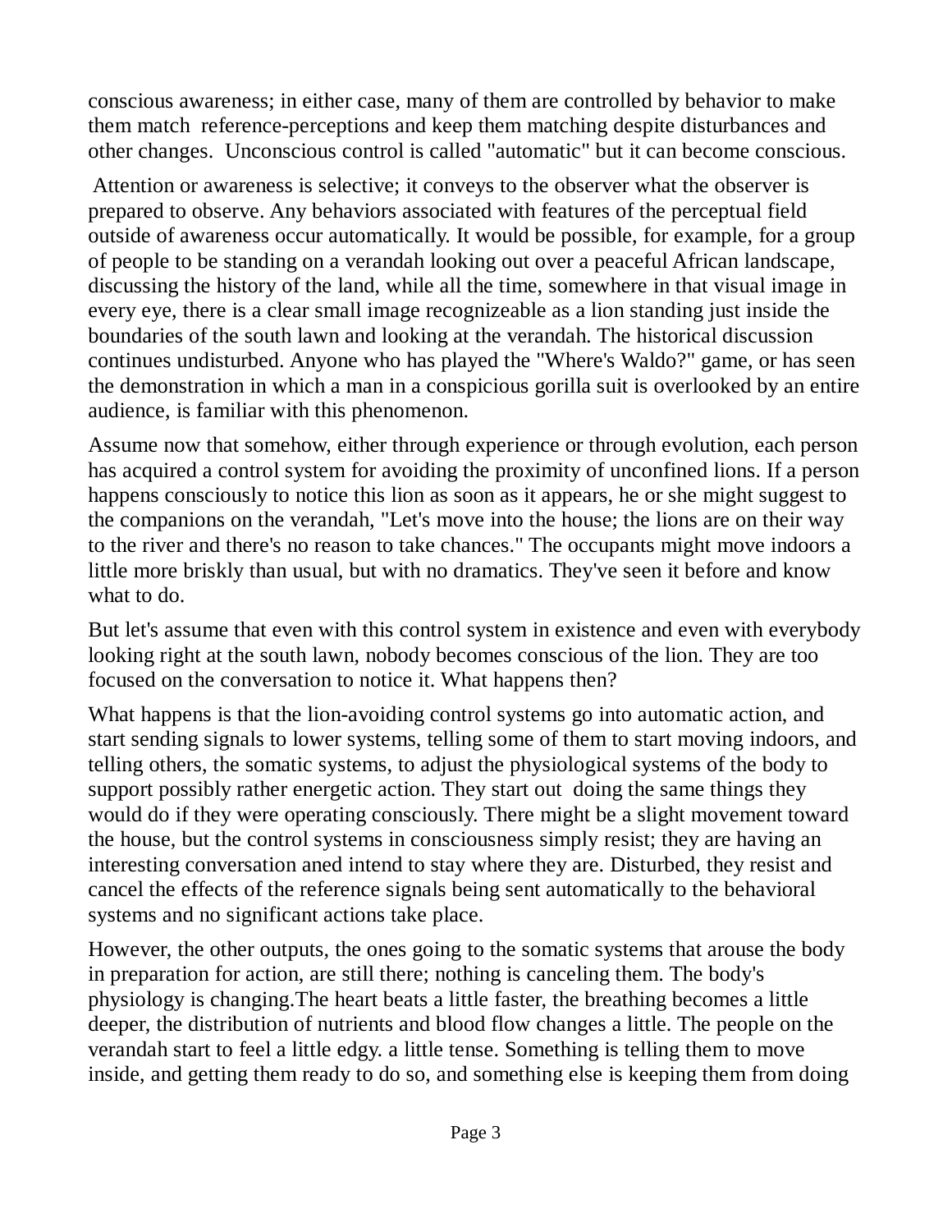conscious awareness; in either case, many of them are controlled by behavior to make them match reference-perceptions and keep them matching despite disturbances and other changes. Unconscious control is called "automatic" but it can become conscious.

Attention or awareness is selective; it conveys to the observer what the observer is prepared to observe. Any behaviors associated with features of the perceptual field outside of awareness occur automatically. It would be possible, for example, for a group of people to be standing on a verandah looking out over a peaceful African landscape, discussing the history of the land, while all the time, somewhere in that visual image in every eye, there is a clear small image recognizeable as a lion standing just inside the boundaries of the south lawn and looking at the verandah. The historical discussion continues undisturbed. Anyone who has played the "Where's Waldo?" game, or has seen the demonstration in which a man in a conspicious gorilla suit is overlooked by an entire audience, is familiar with this phenomenon.

Assume now that somehow, either through experience or through evolution, each person has acquired a control system for avoiding the proximity of unconfined lions. If a person happens consciously to notice this lion as soon as it appears, he or she might suggest to the companions on the verandah, "Let's move into the house; the lions are on their way to the river and there's no reason to take chances." The occupants might move indoors a little more briskly than usual, but with no dramatics. They've seen it before and know what to do.

But let's assume that even with this control system in existence and even with everybody looking right at the south lawn, nobody becomes conscious of the lion. They are too focused on the conversation to notice it. What happens then?

What happens is that the lion-avoiding control systems go into automatic action, and start sending signals to lower systems, telling some of them to start moving indoors, and telling others, the somatic systems, to adjust the physiological systems of the body to support possibly rather energetic action. They start out doing the same things they would do if they were operating consciously. There might be a slight movement toward the house, but the control systems in consciousness simply resist; they are having an interesting conversation aned intend to stay where they are. Disturbed, they resist and cancel the effects of the reference signals being sent automatically to the behavioral systems and no significant actions take place.

However, the other outputs, the ones going to the somatic systems that arouse the body in preparation for action, are still there; nothing is canceling them. The body's physiology is changing.The heart beats a little faster, the breathing becomes a little deeper, the distribution of nutrients and blood flow changes a little. The people on the verandah start to feel a little edgy. a little tense. Something is telling them to move inside, and getting them ready to do so, and something else is keeping them from doing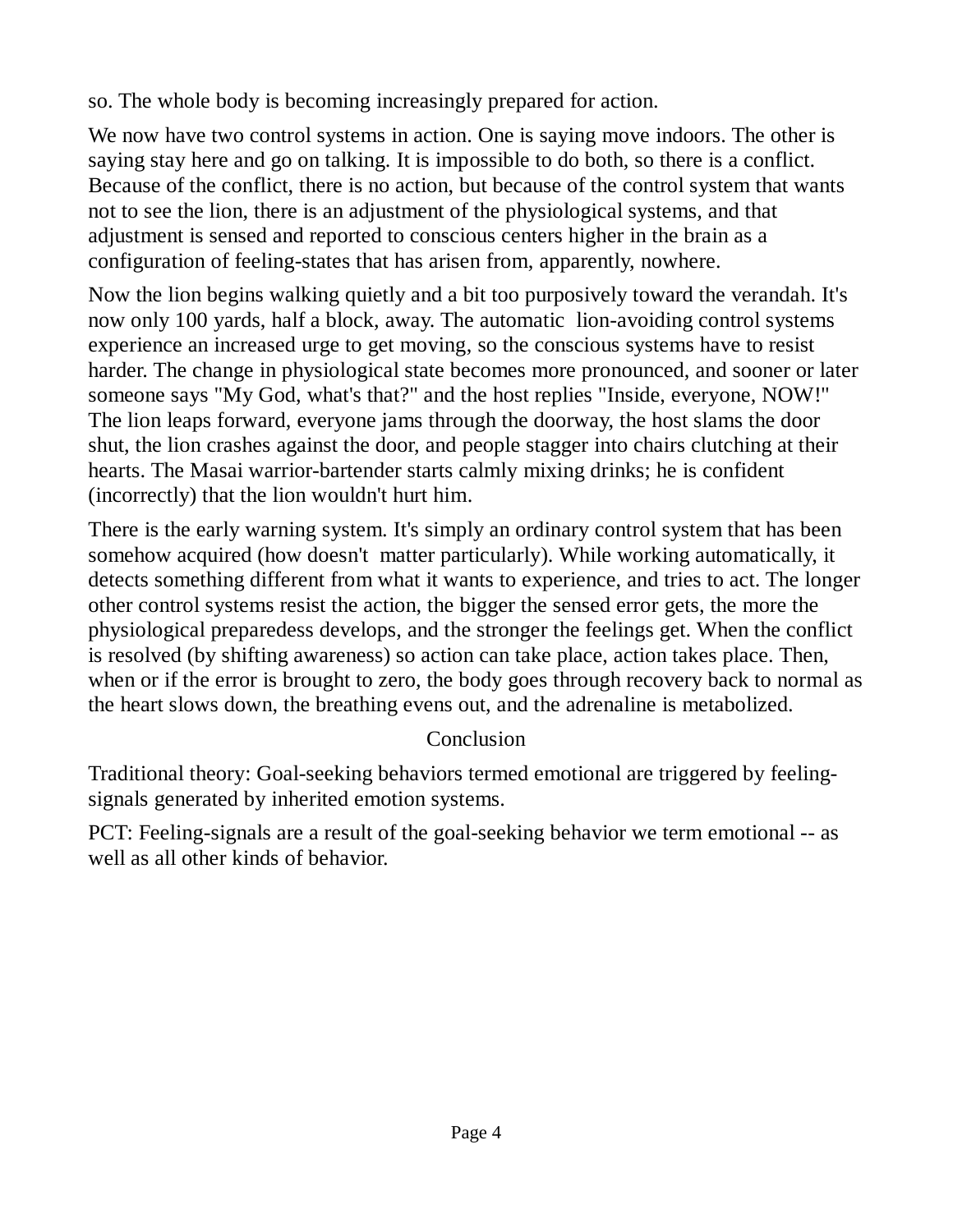so. The whole body is becoming increasingly prepared for action.

We now have two control systems in action. One is saying move indoors. The other is saying stay here and go on talking. It is impossible to do both, so there is a conflict. Because of the conflict, there is no action, but because of the control system that wants not to see the lion, there is an adjustment of the physiological systems, and that adjustment is sensed and reported to conscious centers higher in the brain as a configuration of feeling-states that has arisen from, apparently, nowhere.

Now the lion begins walking quietly and a bit too purposively toward the verandah. It's now only 100 yards, half a block, away. The automatic lion-avoiding control systems experience an increased urge to get moving, so the conscious systems have to resist harder. The change in physiological state becomes more pronounced, and sooner or later someone says "My God, what's that?" and the host replies "Inside, everyone, NOW!" The lion leaps forward, everyone jams through the doorway, the host slams the door shut, the lion crashes against the door, and people stagger into chairs clutching at their hearts. The Masai warrior-bartender starts calmly mixing drinks; he is confident (incorrectly) that the lion wouldn't hurt him.

There is the early warning system. It's simply an ordinary control system that has been somehow acquired (how doesn't matter particularly). While working automatically, it detects something different from what it wants to experience, and tries to act. The longer other control systems resist the action, the bigger the sensed error gets, the more the physiological preparedess develops, and the stronger the feelings get. When the conflict is resolved (by shifting awareness) so action can take place, action takes place. Then, when or if the error is brought to zero, the body goes through recovery back to normal as the heart slows down, the breathing evens out, and the adrenaline is metabolized.

## Conclusion

Traditional theory: Goal-seeking behaviors termed emotional are triggered by feeling-signals generated by inherited emotion systems.

PCT: Feeling-signals are a result of the goal-seeking behavior we term emotional -- as well as all other kinds of behavior.